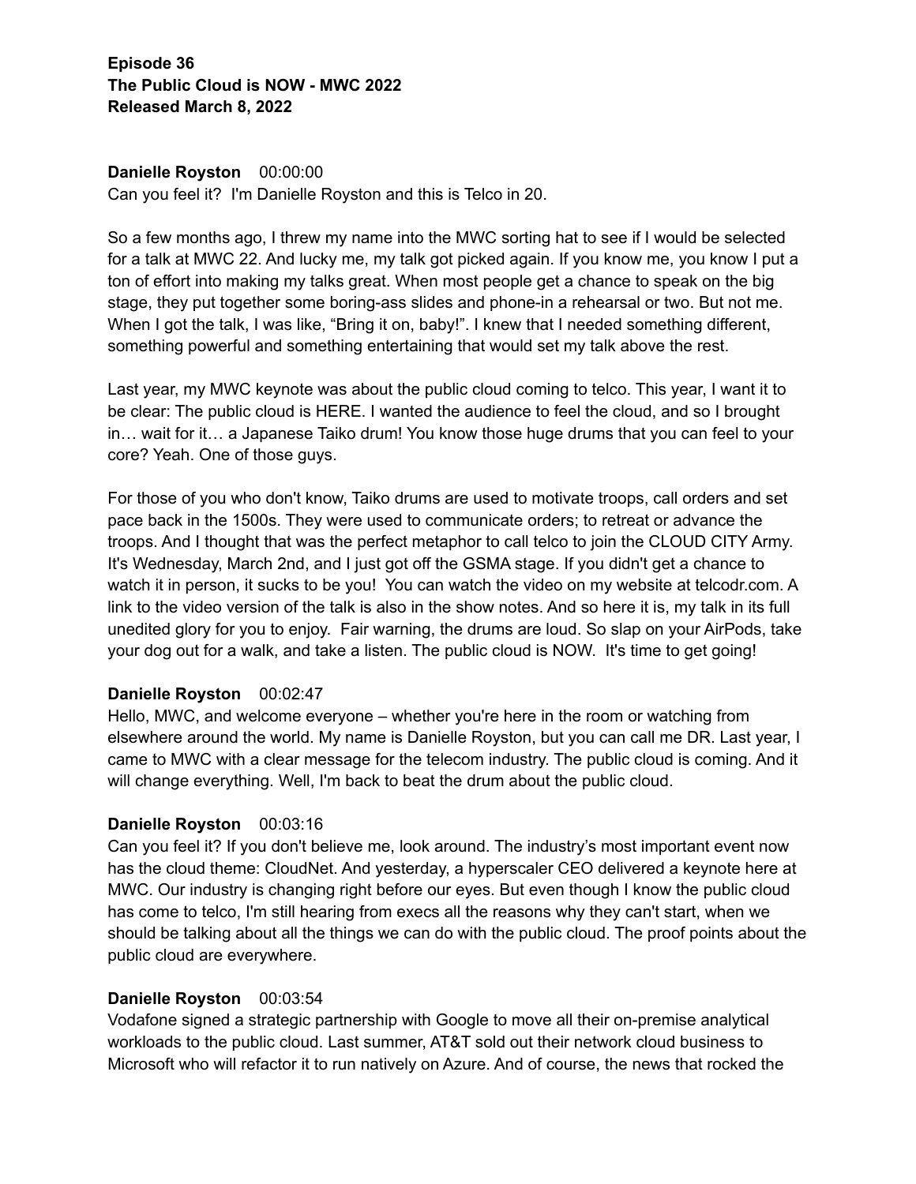**Episode 36**
**The Public Cloud is NOW - MWC 2022**
**Released March 8, 2022**

**Danielle Royston** 00:00:00
Can you feel it? I'm Danielle Royston and this is Telco in 20.

So a few months ago, I threw my name into the MWC sorting hat to see if I would be selected for a talk at MWC 22. And lucky me, my talk got picked again. If you know me, you know I put a ton of effort into making my talks great. When most people get a chance to speak on the big stage, they put together some boring-ass slides and phone-in a rehearsal or two. But not me. When I got the talk, I was like, "Bring it on, baby!". I knew that I needed something different, something powerful and something entertaining that would set my talk above the rest.

Last year, my MWC keynote was about the public cloud coming to telco. This year, I want it to be clear: The public cloud is HERE. I wanted the audience to feel the cloud, and so I brought in… wait for it… a Japanese Taiko drum! You know those huge drums that you can feel to your core? Yeah. One of those guys.

For those of you who don't know, Taiko drums are used to motivate troops, call orders and set pace back in the 1500s. They were used to communicate orders; to retreat or advance the troops. And I thought that was the perfect metaphor to call telco to join the CLOUD CITY Army. It's Wednesday, March 2nd, and I just got off the GSMA stage. If you didn't get a chance to watch it in person, it sucks to be you! You can watch the video on my website at telcodr.com. A link to the video version of the talk is also in the show notes. And so here it is, my talk in its full unedited glory for you to enjoy. Fair warning, the drums are loud. So slap on your AirPods, take your dog out for a walk, and take a listen. The public cloud is NOW. It's time to get going!

**Danielle Royston** 00:02:47
Hello, MWC, and welcome everyone – whether you're here in the room or watching from elsewhere around the world. My name is Danielle Royston, but you can call me DR. Last year, I came to MWC with a clear message for the telecom industry. The public cloud is coming. And it will change everything. Well, I'm back to beat the drum about the public cloud.

**Danielle Royston** 00:03:16
Can you feel it? If you don't believe me, look around. The industry's most important event now has the cloud theme: CloudNet. And yesterday, a hyperscaler CEO delivered a keynote here at MWC. Our industry is changing right before our eyes. But even though I know the public cloud has come to telco, I'm still hearing from execs all the reasons why they can't start, when we should be talking about all the things we can do with the public cloud. The proof points about the public cloud are everywhere.

**Danielle Royston** 00:03:54
Vodafone signed a strategic partnership with Google to move all their on-premise analytical workloads to the public cloud. Last summer, AT&T sold out their network cloud business to Microsoft who will refactor it to run natively on Azure. And of course, the news that rocked the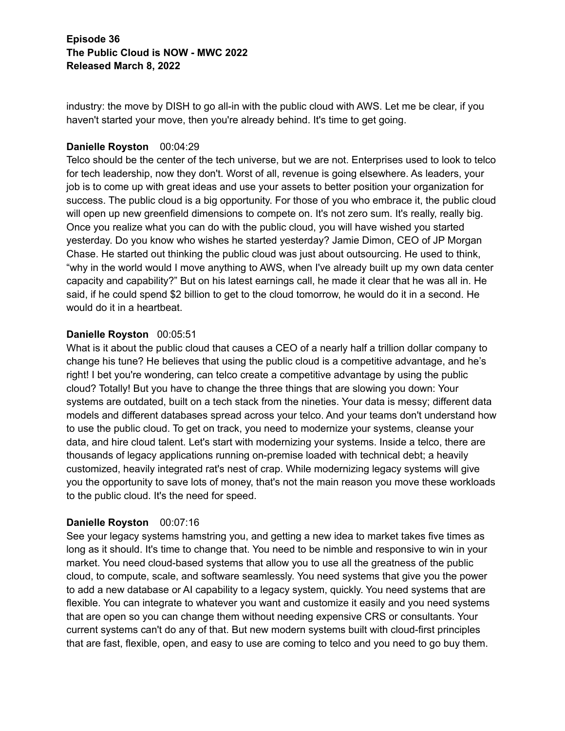industry: the move by DISH to go all-in with the public cloud with AWS. Let me be clear, if you haven't started your move, then you're already behind. It's time to get going.

**Danielle Royston** 00:04:29
Telco should be the center of the tech universe, but we are not. Enterprises used to look to telco for tech leadership, now they don't. Worst of all, revenue is going elsewhere. As leaders, your job is to come up with great ideas and use your assets to better position your organization for success. The public cloud is a big opportunity. For those of you who embrace it, the public cloud will open up new greenfield dimensions to compete on. It's not zero sum. It's really, really big. Once you realize what you can do with the public cloud, you will have wished you started yesterday. Do you know who wishes he started yesterday? Jamie Dimon, CEO of JP Morgan Chase. He started out thinking the public cloud was just about outsourcing. He used to think, "why in the world would I move anything to AWS, when I've already built up my own data center capacity and capability?" But on his latest earnings call, he made it clear that he was all in. He said, if he could spend $2 billion to get to the cloud tomorrow, he would do it in a second. He would do it in a heartbeat.

**Danielle Royston** 00:05:51
What is it about the public cloud that causes a CEO of a nearly half a trillion dollar company to change his tune? He believes that using the public cloud is a competitive advantage, and he's right! I bet you're wondering, can telco create a competitive advantage by using the public cloud? Totally! But you have to change the three things that are slowing you down: Your systems are outdated, built on a tech stack from the nineties. Your data is messy; different data models and different databases spread across your telco. And your teams don't understand how to use the public cloud. To get on track, you need to modernize your systems, cleanse your data, and hire cloud talent. Let's start with modernizing your systems. Inside a telco, there are thousands of legacy applications running on-premise loaded with technical debt; a heavily customized, heavily integrated rat's nest of crap. While modernizing legacy systems will give you the opportunity to save lots of money, that's not the main reason you move these workloads to the public cloud. It's the need for speed.

**Danielle Royston** 00:07:16
See your legacy systems hamstring you, and getting a new idea to market takes five times as long as it should. It's time to change that. You need to be nimble and responsive to win in your market. You need cloud-based systems that allow you to use all the greatness of the public cloud, to compute, scale, and software seamlessly. You need systems that give you the power to add a new database or AI capability to a legacy system, quickly. You need systems that are flexible. You can integrate to whatever you want and customize it easily and you need systems that are open so you can change them without needing expensive CRS or consultants. Your current systems can't do any of that. But new modern systems built with cloud-first principles that are fast, flexible, open, and easy to use are coming to telco and you need to go buy them.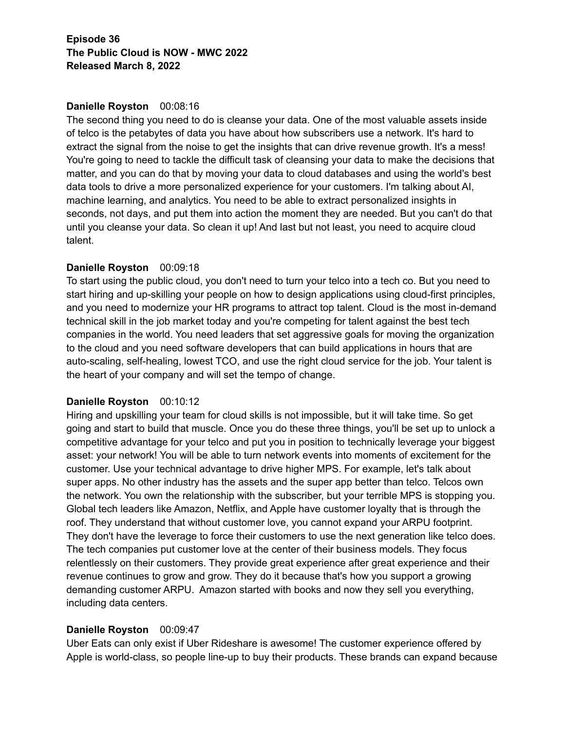**Episode 36**
**The Public Cloud is NOW - MWC 2022**
**Released March 8, 2022**

**Danielle Royston** 00:08:16
The second thing you need to do is cleanse your data. One of the most valuable assets inside of telco is the petabytes of data you have about how subscribers use a network. It's hard to extract the signal from the noise to get the insights that can drive revenue growth. It's a mess! You're going to need to tackle the difficult task of cleansing your data to make the decisions that matter, and you can do that by moving your data to cloud databases and using the world's best data tools to drive a more personalized experience for your customers. I'm talking about AI, machine learning, and analytics. You need to be able to extract personalized insights in seconds, not days, and put them into action the moment they are needed. But you can't do that until you cleanse your data. So clean it up! And last but not least, you need to acquire cloud talent.

**Danielle Royston** 00:09:18
To start using the public cloud, you don't need to turn your telco into a tech co. But you need to start hiring and up-skilling your people on how to design applications using cloud-first principles, and you need to modernize your HR programs to attract top talent. Cloud is the most in-demand technical skill in the job market today and you're competing for talent against the best tech companies in the world. You need leaders that set aggressive goals for moving the organization to the cloud and you need software developers that can build applications in hours that are auto-scaling, self-healing, lowest TCO, and use the right cloud service for the job. Your talent is the heart of your company and will set the tempo of change.

**Danielle Royston** 00:10:12
Hiring and upskilling your team for cloud skills is not impossible, but it will take time. So get going and start to build that muscle. Once you do these three things, you'll be set up to unlock a competitive advantage for your telco and put you in position to technically leverage your biggest asset: your network! You will be able to turn network events into moments of excitement for the customer. Use your technical advantage to drive higher MPS. For example, let's talk about super apps. No other industry has the assets and the super app better than telco. Telcos own the network. You own the relationship with the subscriber, but your terrible MPS is stopping you. Global tech leaders like Amazon, Netflix, and Apple have customer loyalty that is through the roof. They understand that without customer love, you cannot expand your ARPU footprint. They don't have the leverage to force their customers to use the next generation like telco does. The tech companies put customer love at the center of their business models. They focus relentlessly on their customers. They provide great experience after great experience and their revenue continues to grow and grow. They do it because that's how you support a growing demanding customer ARPU. Amazon started with books and now they sell you everything, including data centers.

**Danielle Royston** 00:09:47
Uber Eats can only exist if Uber Rideshare is awesome! The customer experience offered by Apple is world-class, so people line-up to buy their products. These brands can expand because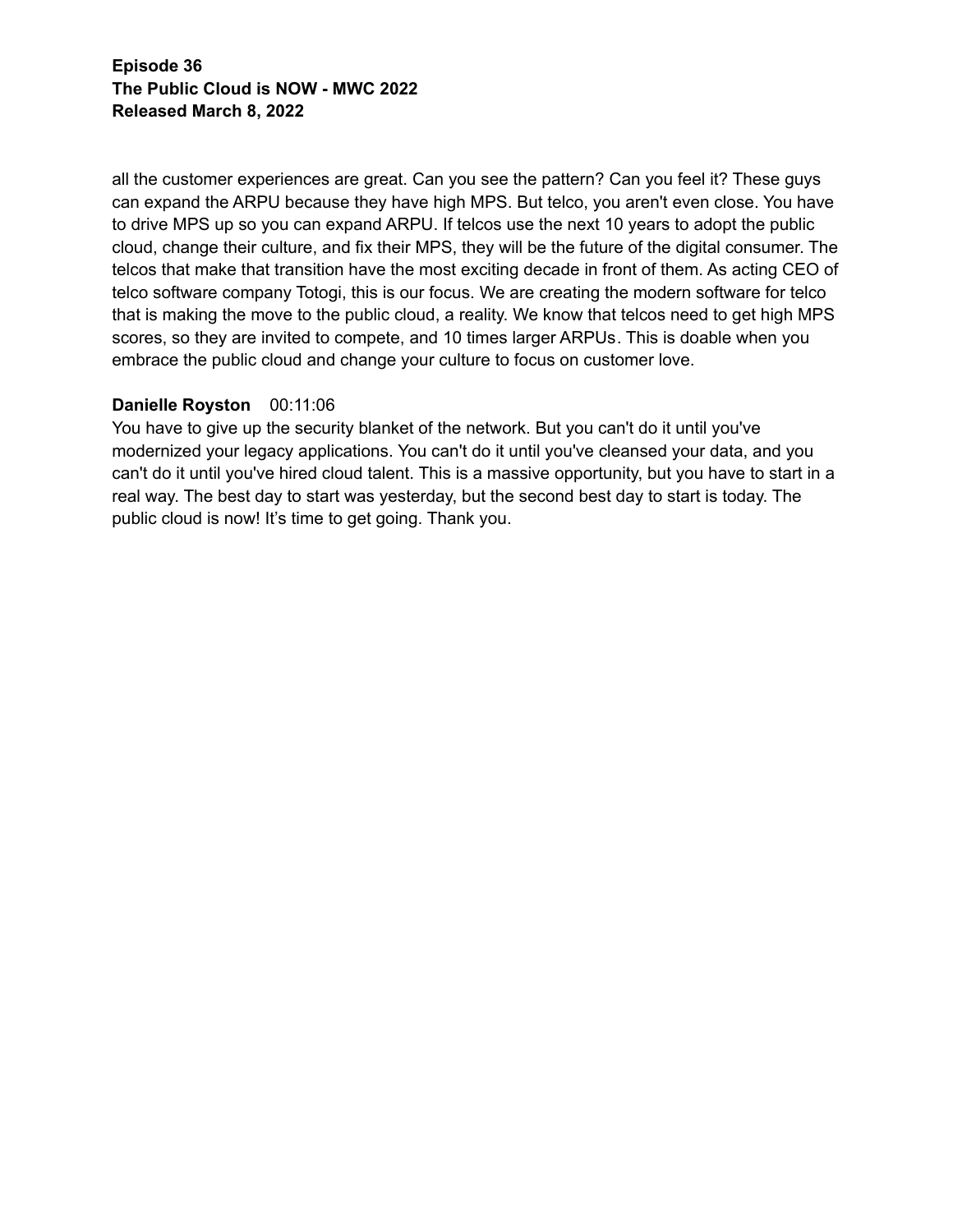all the customer experiences are great. Can you see the pattern? Can you feel it? These guys can expand the ARPU because they have high MPS. But telco, you aren't even close. You have to drive MPS up so you can expand ARPU. If telcos use the next 10 years to adopt the public cloud, change their culture, and fix their MPS, they will be the future of the digital consumer. The telcos that make that transition have the most exciting decade in front of them. As acting CEO of telco software company Totogi, this is our focus. We are creating the modern software for telco that is making the move to the public cloud, a reality. We know that telcos need to get high MPS scores, so they are invited to compete, and 10 times larger ARPUs. This is doable when you embrace the public cloud and change your culture to focus on customer love.

**Danielle Royston** 00:11:06

You have to give up the security blanket of the network. But you can't do it until you've modernized your legacy applications. You can't do it until you've cleansed your data, and you can't do it until you've hired cloud talent. This is a massive opportunity, but you have to start in a real way. The best day to start was yesterday, but the second best day to start is today. The public cloud is now! It’s time to get going. Thank you.